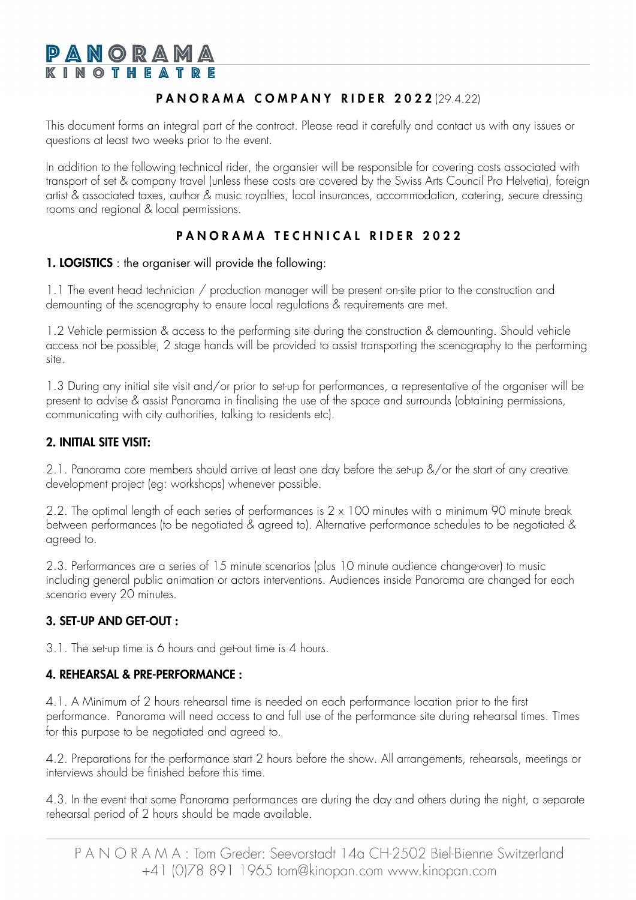# PANORAMA
## KINOTHEATRE

## PANORAMA COMPANY RIDER 2022 (29.4.22)

This document forms an integral part of the contract. Please read it carefully and contact us with any issues or questions at least two weeks prior to the event.

In addition to the following technical rider, the organsier will be responsible for covering costs associated with transport of set & company travel (unless these costs are covered by the Swiss Arts Council Pro Helvetia), foreign artist & associated taxes, author & music royalties, local insurances, accommodation, catering, secure dressing rooms and regional & local permissions.

## PANORAMA TECHNICAL RIDER 2022

### 1. LOGISTICS : the organiser will provide the following:

1.1 The event head technician / production manager will be present on-site prior to the construction and demounting of the scenography to ensure local regulations & requirements are met.

1.2 Vehicle permission & access to the performing site during the construction & demounting. Should vehicle access not be possible, 2 stage hands will be provided to assist transporting the scenography to the performing site.

1.3 During any initial site visit and/or prior to set-up for performances, a representative of the organiser will be present to advise & assist Panorama in finalising the use of the space and surrounds (obtaining permissions, communicating with city authorities, talking to residents etc).

### 2. INITIAL SITE VISIT:

2.1. Panorama core members should arrive at least one day before the set-up &/or the start of any creative development project (eg: workshops) whenever possible.

2.2. The optimal length of each series of performances is 2 x 100 minutes with a minimum 90 minute break between performances (to be negotiated & agreed to). Alternative performance schedules to be negotiated & agreed to.

2.3. Performances are a series of 15 minute scenarios (plus 10 minute audience change-over) to music including general public animation or actors interventions. Audiences inside Panorama are changed for each scenario every 20 minutes.

### 3. SET-UP AND GET-OUT :

3.1. The set-up time is 6 hours and get-out time is 4 hours.

### 4. REHEARSAL & PRE-PERFORMANCE :

4.1. A Minimum of 2 hours rehearsal time is needed on each performance location prior to the first performance. Panorama will need access to and full use of the performance site during rehearsal times. Times for this purpose to be negotiated and agreed to.

4.2. Preparations for the performance start 2 hours before the show. All arrangements, rehearsals, meetings or interviews should be finished before this time.

4.3. In the event that some Panorama performances are during the day and others during the night, a separate rehearsal period of 2 hours should be made available.

PANORAMA : Tom Greder: Seevorstadt 14a CH-2502 Biel-Bienne Switzerland
+41 (0)78 891 1965 tom@kinopan.com www.kinopan.com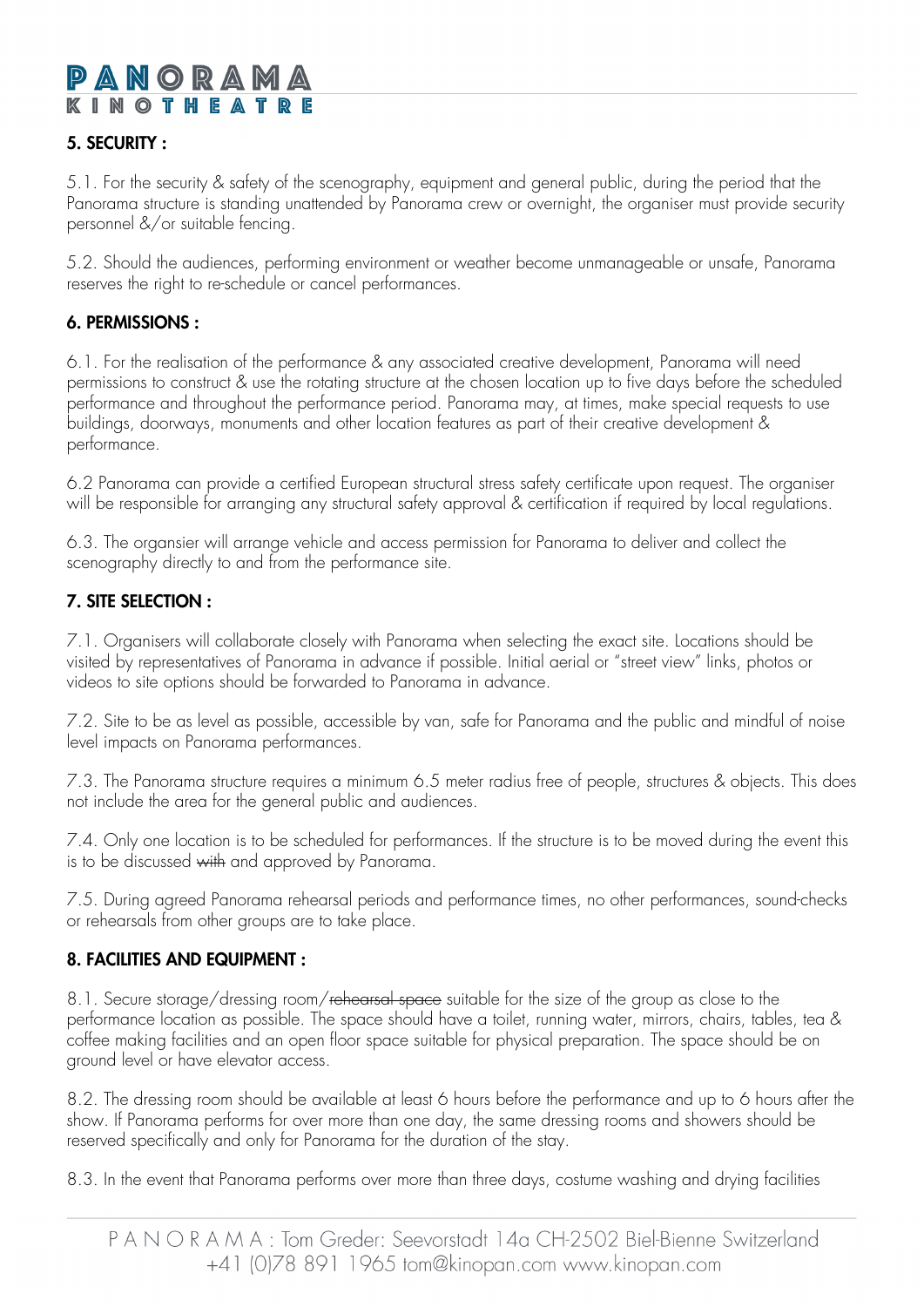## 5. SECURITY :

5.1. For the security & safety of the scenography, equipment and general public, during the period that the Panorama structure is standing unattended by Panorama crew or overnight, the organiser must provide security personnel &/or suitable fencing.

5.2. Should the audiences, performing environment or weather become unmanageable or unsafe, Panorama reserves the right to re-schedule or cancel performances.

## 6. PERMISSIONS :

6.1. For the realisation of the performance & any associated creative development, Panorama will need permissions to construct & use the rotating structure at the chosen location up to five days before the scheduled performance and throughout the performance period. Panorama may, at times, make special requests to use buildings, doorways, monuments and other location features as part of their creative development & performance.

6.2 Panorama can provide a certified European structural stress safety certificate upon request. The organiser will be responsible for arranging any structural safety approval & certification if required by local regulations.

6.3. The organsier will arrange vehicle and access permission for Panorama to deliver and collect the scenography directly to and from the performance site.

## 7. SITE SELECTION :

7.1. Organisers will collaborate closely with Panorama when selecting the exact site. Locations should be visited by representatives of Panorama in advance if possible. Initial aerial or "street view" links, photos or videos to site options should be forwarded to Panorama in advance.

7.2. Site to be as level as possible, accessible by van, safe for Panorama and the public and mindful of noise level impacts on Panorama performances.

7.3. The Panorama structure requires a minimum 6.5 meter radius free of people, structures & objects. This does not include the area for the general public and audiences.

7.4. Only one location is to be scheduled for performances. If the structure is to be moved during the event this is to be discussed ~~with~~ and approved by Panorama.

7.5. During agreed Panorama rehearsal periods and performance times, no other performances, sound-checks or rehearsals from other groups are to take place.

## 8. FACILITIES AND EQUIPMENT :

8.1. Secure storage/dressing room/~~rehearsal space~~ suitable for the size of the group as close to the performance location as possible. The space should have a toilet, running water, mirrors, chairs, tables, tea & coffee making facilities and an open floor space suitable for physical preparation. The space should be on ground level or have elevator access.

8.2. The dressing room should be available at least 6 hours before the performance and up to 6 hours after the show. If Panorama performs for over more than one day, the same dressing rooms and showers should be reserved specifically and only for Panorama for the duration of the stay.

8.3. In the event that Panorama performs over more than three days, costume washing and drying facilities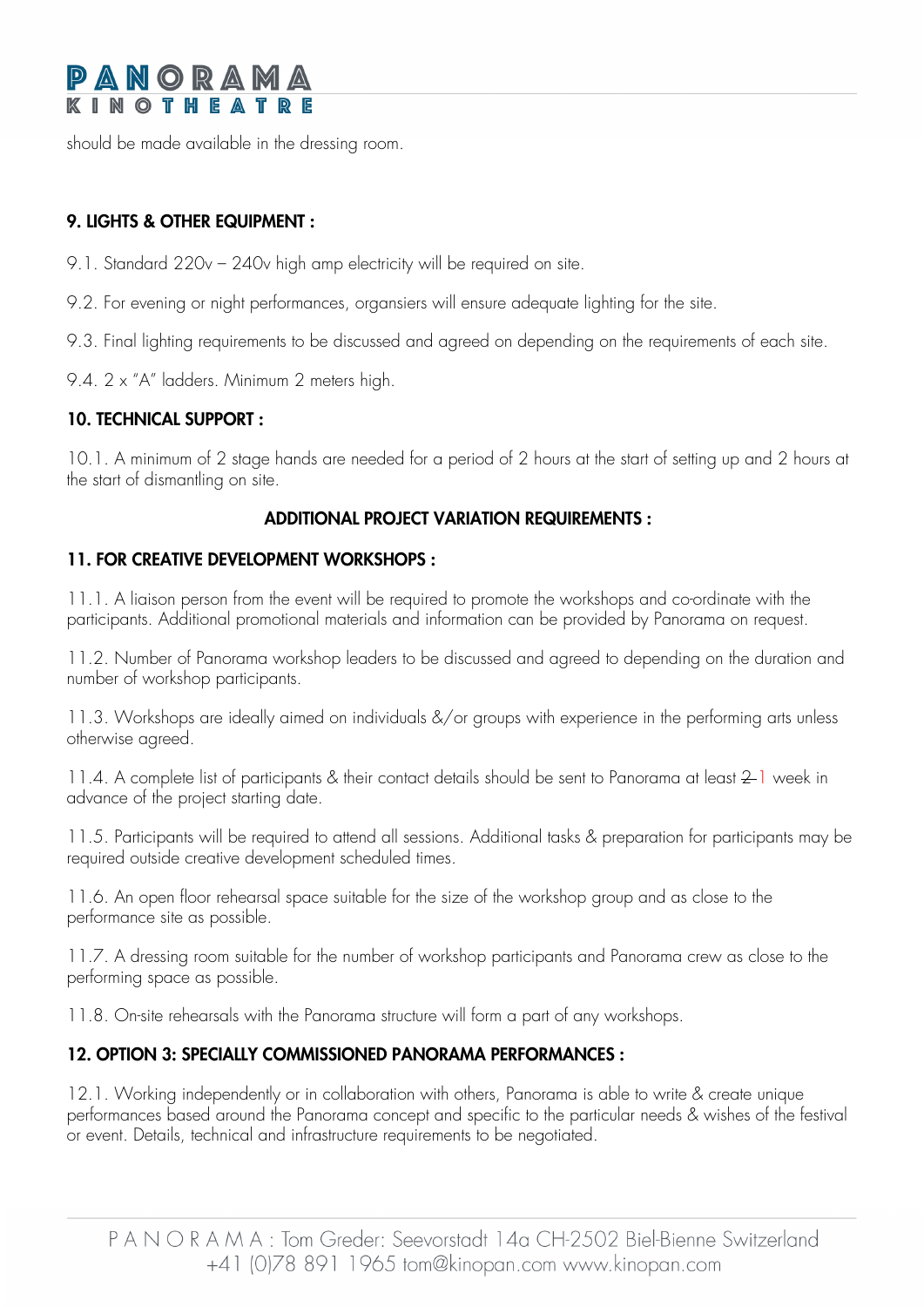should be made available in the dressing room.

**9. LIGHTS & OTHER EQUIPMENT :**

9.1. Standard 220v – 240v high amp electricity will be required on site.

9.2. For evening or night performances, organsiers will ensure adequate lighting for the site.

9.3. Final lighting requirements to be discussed and agreed on depending on the requirements of each site.

9.4. 2 x "A" ladders. Minimum 2 meters high.

**10. TECHNICAL SUPPORT :**

10.1. A minimum of 2 stage hands are needed for a period of 2 hours at the start of setting up and 2 hours at the start of dismantling on site.

**ADDITIONAL PROJECT VARIATION REQUIREMENTS :**

**11. FOR CREATIVE DEVELOPMENT WORKSHOPS :**

11.1. A liaison person from the event will be required to promote the workshops and co-ordinate with the participants. Additional promotional materials and information can be provided by Panorama on request.

11.2. Number of Panorama workshop leaders to be discussed and agreed to depending on the duration and number of workshop participants.

11.3. Workshops are ideally aimed on individuals &/or groups with experience in the performing arts unless otherwise agreed.

11.4. A complete list of participants & their contact details should be sent to Panorama at least ~~2~~ 1 week in advance of the project starting date.

11.5. Participants will be required to attend all sessions. Additional tasks & preparation for participants may be required outside creative development scheduled times.

11.6. An open floor rehearsal space suitable for the size of the workshop group and as close to the performance site as possible.

11.7. A dressing room suitable for the number of workshop participants and Panorama crew as close to the performing space as possible.

11.8. On-site rehearsals with the Panorama structure will form a part of any workshops.

**12. OPTION 3: SPECIALLY COMMISSIONED PANORAMA PERFORMANCES :**

12.1. Working independently or in collaboration with others, Panorama is able to write & create unique performances based around the Panorama concept and specific to the particular needs & wishes of the festival or event. Details, technical and infrastructure requirements to be negotiated.